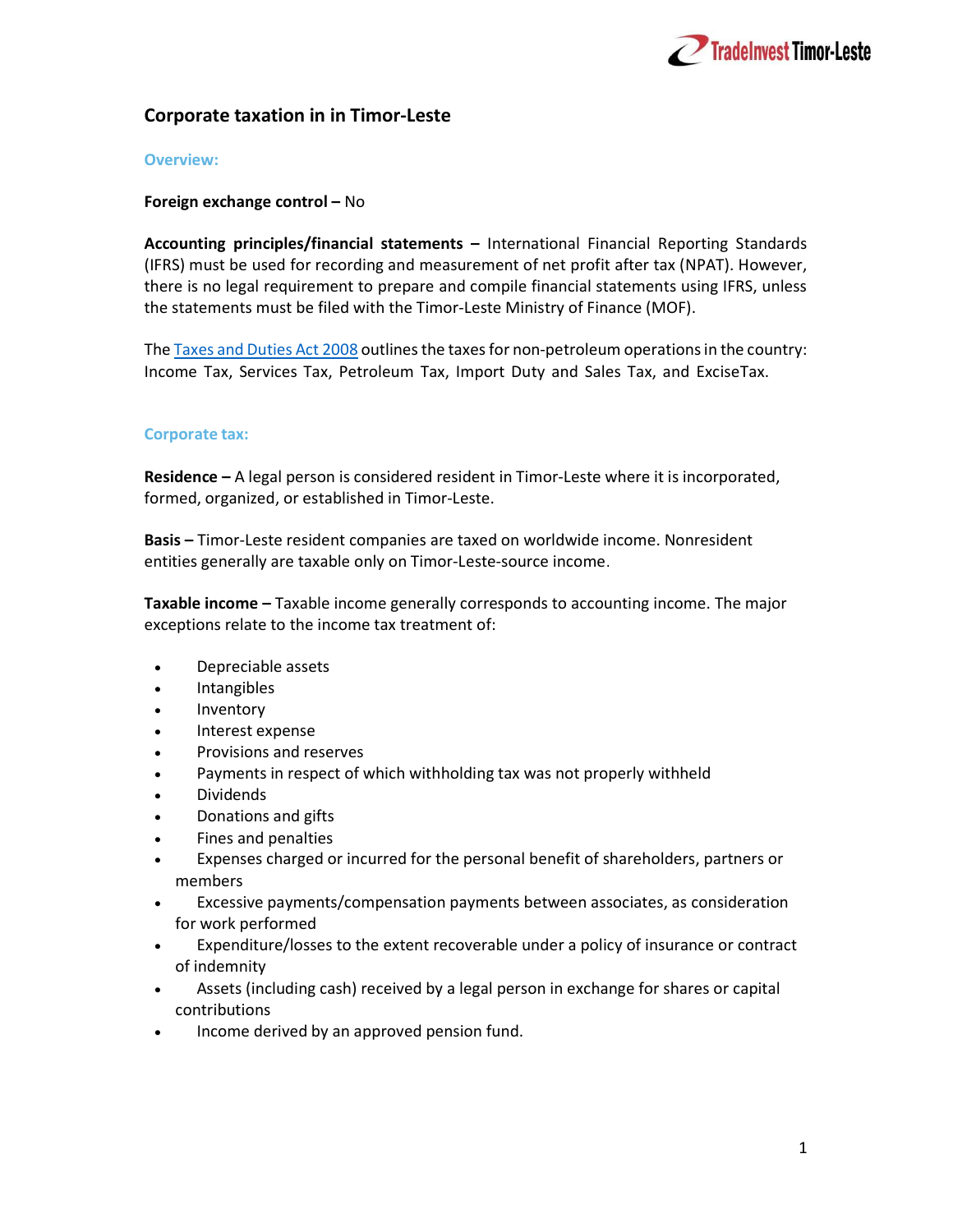# Corporate taxation in in Timor-Leste

## Overview:

**Foreign exchange control –** No

**Accounting principles/financial statements –** International Financial Reporting Standards (IFRS) must be used for recording and measurement of net profit after tax (NPAT). However, there is no legal requirement to prepare and compile financial statements using IFRS, unless the statements must be filed with the Timor-Leste Ministry of Finance (MOF).

The Taxes and Duties Act 2008 outlines the taxes for non-petroleum operations in the country: Income Tax, Services Tax, Petroleum Tax, Import Duty and Sales Tax, and ExciseTax.

## Corporate tax:

**Residence –** A legal person is considered resident in Timor-Leste where it is incorporated, formed, organized, or established in Timor-Leste.

**Basis –** Timor-Leste resident companies are taxed on worldwide income. Nonresident entities generally are taxable only on Timor-Leste-source income.

**Taxable income –** Taxable income generally corresponds to accounting income. The major exceptions relate to the income tax treatment of:

- Depreciable assets
- Intangibles
- Inventory
- Interest expense
- Provisions and reserves
- Payments in respect of which withholding tax was not properly withheld
- Dividends
- Donations and gifts
- Fines and penalties
- Expenses charged or incurred for the personal benefit of shareholders, partners or members
- Excessive payments/compensation payments between associates, as consideration for work performed
- Expenditure/losses to the extent recoverable under a policy of insurance or contract of indemnity
- Assets (including cash) received by a legal person in exchange for shares or capital contributions
- Income derived by an approved pension fund.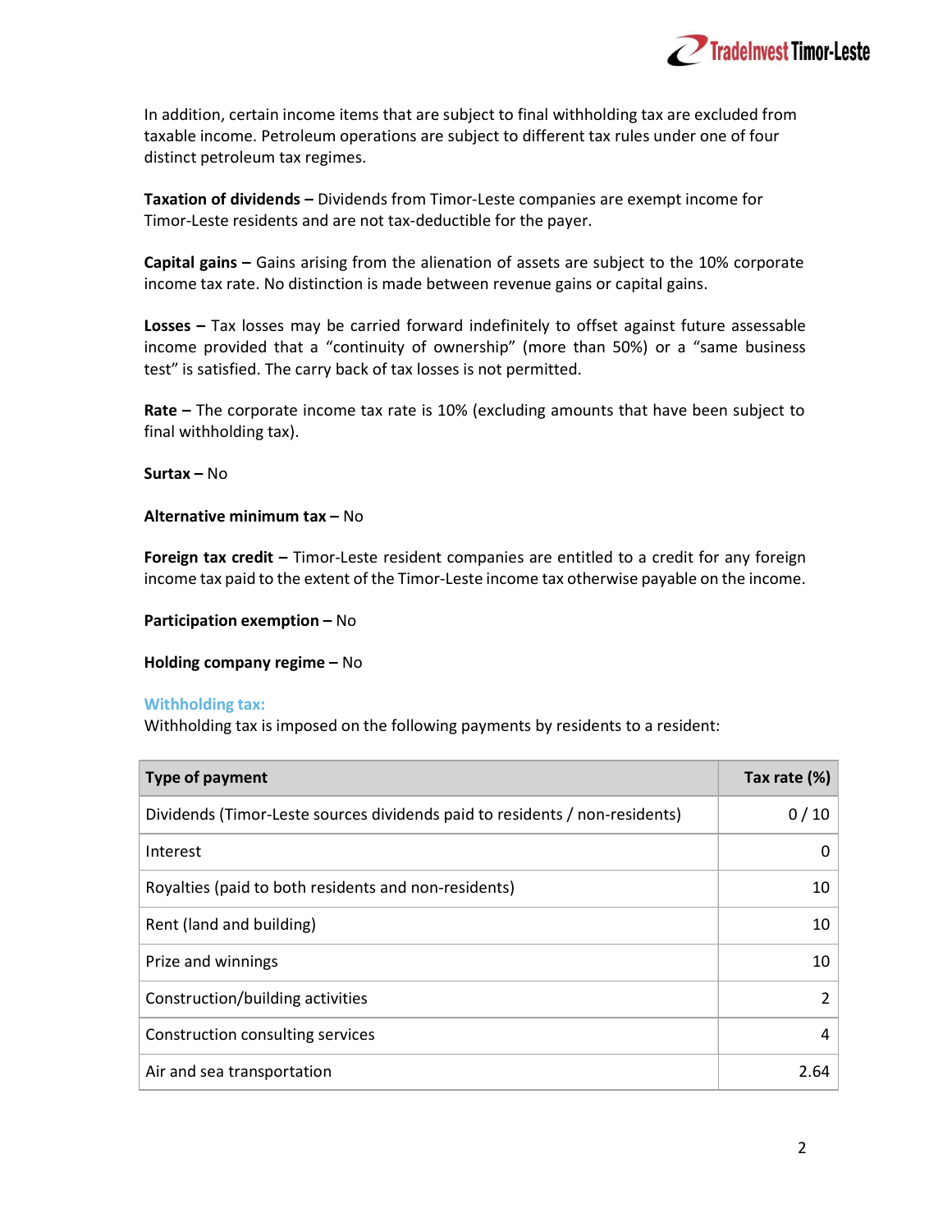In addition, certain income items that are subject to final withholding tax are excluded from taxable income. Petroleum operations are subject to different tax rules under one of four distinct petroleum tax regimes.

**Taxation of dividends –** Dividends from Timor-Leste companies are exempt income for Timor-Leste residents and are not tax-deductible for the payer.

**Capital gains –** Gains arising from the alienation of assets are subject to the 10% corporate income tax rate. No distinction is made between revenue gains or capital gains.

**Losses –** Tax losses may be carried forward indefinitely to offset against future assessable income provided that a "continuity of ownership" (more than 50%) or a "same business test" is satisfied. The carry back of tax losses is not permitted.

**Rate –** The corporate income tax rate is 10% (excluding amounts that have been subject to final withholding tax).

**Surtax –** No

**Alternative minimum tax –** No

**Foreign tax credit –** Timor-Leste resident companies are entitled to a credit for any foreign income tax paid to the extent of the Timor-Leste income tax otherwise payable on the income.

**Participation exemption –** No

**Holding company regime –** No

### Withholding tax:

Withholding tax is imposed on the following payments by residents to a resident:

| Type of payment | Tax rate (%) |
|---|---|
| Dividends (Timor-Leste sources dividends paid to residents / non-residents) | 0 / 10 |
| Interest | 0 |
| Royalties (paid to both residents and non-residents) | 10 |
| Rent (land and building) | 10 |
| Prize and winnings | 10 |
| Construction/building activities | 2 |
| Construction consulting services | 4 |
| Air and sea transportation | 2.64 |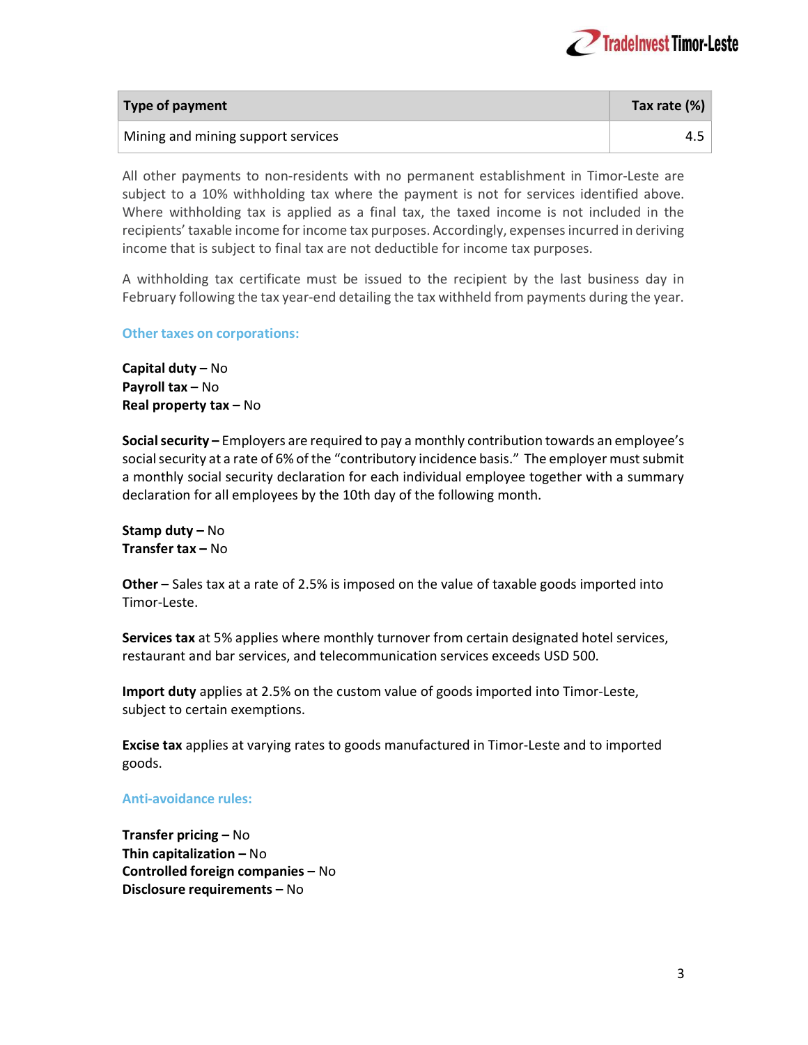| Type of payment | Tax rate (%) |
| --- | --- |
| Mining and mining support services | 4.5 |

All other payments to non-residents with no permanent establishment in Timor-Leste are subject to a 10% withholding tax where the payment is not for services identified above. Where withholding tax is applied as a final tax, the taxed income is not included in the recipients' taxable income for income tax purposes. Accordingly, expenses incurred in deriving income that is subject to final tax are not deductible for income tax purposes.

A withholding tax certificate must be issued to the recipient by the last business day in February following the tax year-end detailing the tax withheld from payments during the year.

### Other taxes on corporations:

**Capital duty –** No
**Payroll tax –** No
**Real property tax –** No

**Social security –** Employers are required to pay a monthly contribution towards an employee's social security at a rate of 6% of the "contributory incidence basis." The employer must submit a monthly social security declaration for each individual employee together with a summary declaration for all employees by the 10th day of the following month.

**Stamp duty –** No
**Transfer tax –** No

**Other –** Sales tax at a rate of 2.5% is imposed on the value of taxable goods imported into Timor-Leste.

**Services tax** at 5% applies where monthly turnover from certain designated hotel services, restaurant and bar services, and telecommunication services exceeds USD 500.

**Import duty** applies at 2.5% on the custom value of goods imported into Timor-Leste, subject to certain exemptions.

**Excise tax** applies at varying rates to goods manufactured in Timor-Leste and to imported goods.

### Anti-avoidance rules:

**Transfer pricing –** No
**Thin capitalization –** No
**Controlled foreign companies –** No
**Disclosure requirements –** No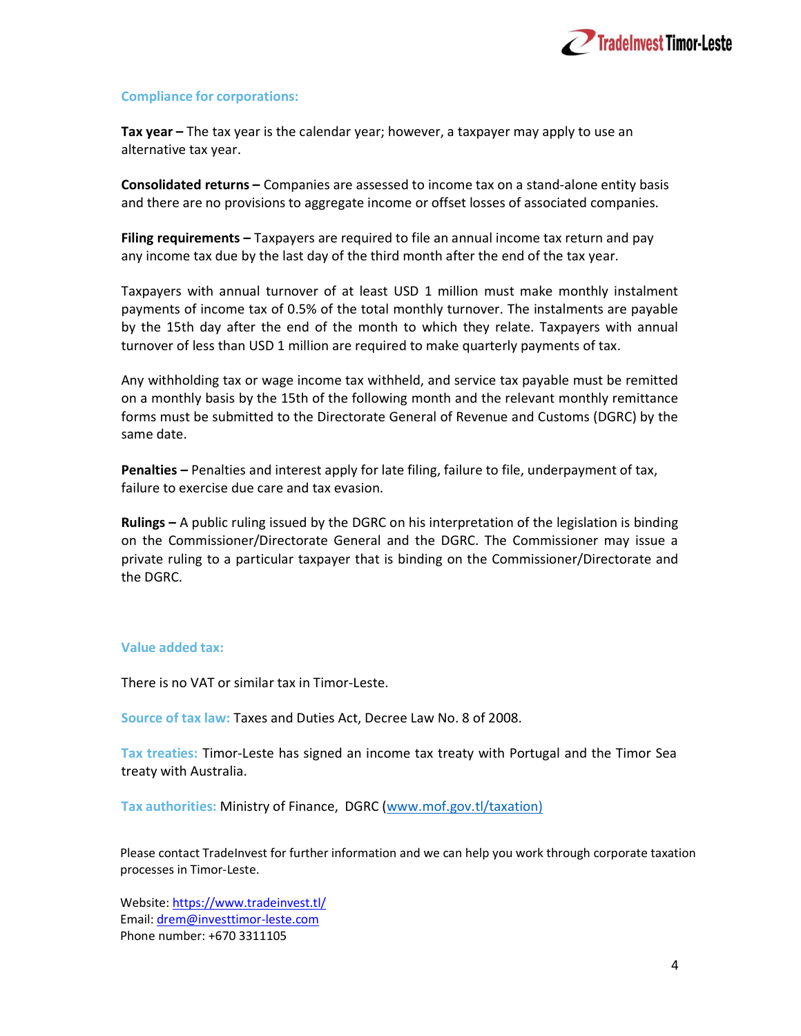## Compliance for corporations:

**Tax year –** The tax year is the calendar year; however, a taxpayer may apply to use an alternative tax year.

**Consolidated returns –** Companies are assessed to income tax on a stand-alone entity basis and there are no provisions to aggregate income or offset losses of associated companies.

**Filing requirements –** Taxpayers are required to file an annual income tax return and pay any income tax due by the last day of the third month after the end of the tax year.

Taxpayers with annual turnover of at least USD 1 million must make monthly instalment payments of income tax of 0.5% of the total monthly turnover. The instalments are payable by the 15th day after the end of the month to which they relate. Taxpayers with annual turnover of less than USD 1 million are required to make quarterly payments of tax.

Any withholding tax or wage income tax withheld, and service tax payable must be remitted on a monthly basis by the 15th of the following month and the relevant monthly remittance forms must be submitted to the Directorate General of Revenue and Customs (DGRC) by the same date.

**Penalties –** Penalties and interest apply for late filing, failure to file, underpayment of tax, failure to exercise due care and tax evasion.

**Rulings –** A public ruling issued by the DGRC on his interpretation of the legislation is binding on the Commissioner/Directorate General and the DGRC. The Commissioner may issue a private ruling to a particular taxpayer that is binding on the Commissioner/Directorate and the DGRC.

## Value added tax:

There is no VAT or similar tax in Timor-Leste.

**Source of tax law:** Taxes and Duties Act, Decree Law No. 8 of 2008.

**Tax treaties:** Timor-Leste has signed an income tax treaty with Portugal and the Timor Sea treaty with Australia.

**Tax authorities:** Ministry of Finance, DGRC (www.mof.gov.tl/taxation)

Please contact TradeInvest for further information and we can help you work through corporate taxation processes in Timor-Leste.

Website: https://www.tradeinvest.tl/
Email: drem@investtimor-leste.com
Phone number: +670 3311105